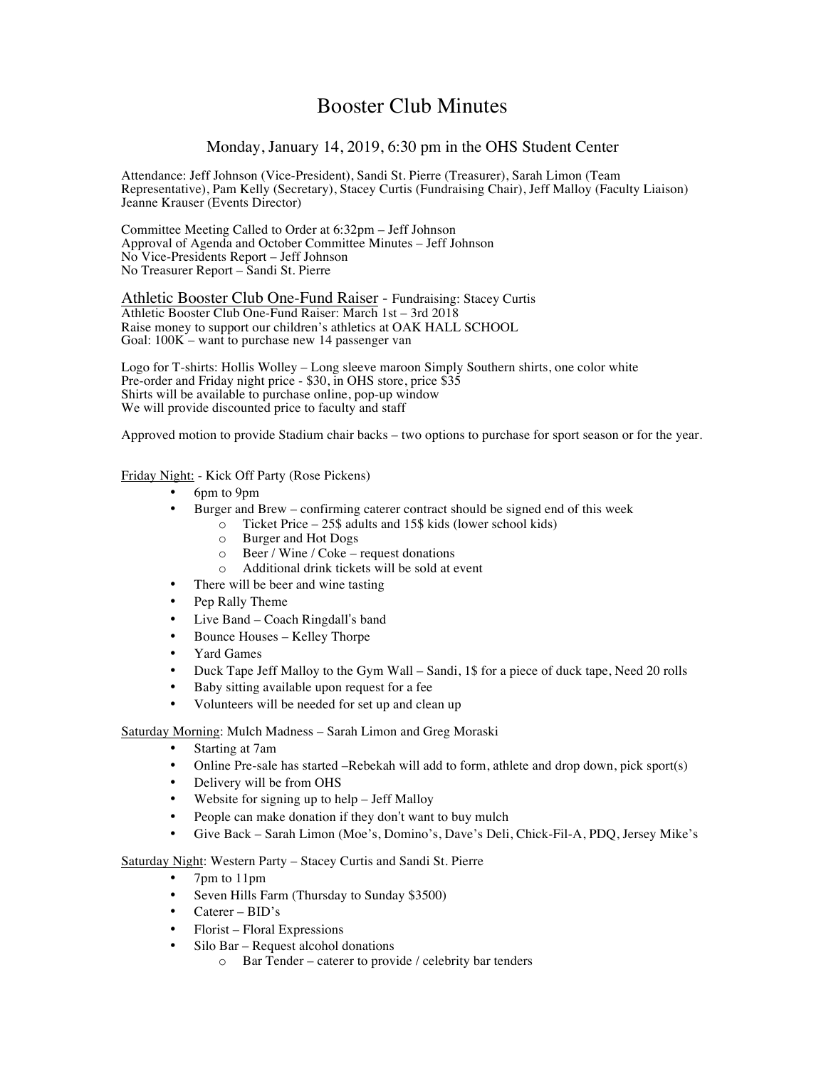# Booster Club Minutes

## Monday, January 14, 2019, 6:30 pm in the OHS Student Center

Attendance: Jeff Johnson (Vice-President), Sandi St. Pierre (Treasurer), Sarah Limon (Team Representative), Pam Kelly (Secretary), Stacey Curtis (Fundraising Chair), Jeff Malloy (Faculty Liaison) Jeanne Krauser (Events Director)

Committee Meeting Called to Order at 6:32pm – Jeff Johnson
Approval of Agenda and October Committee Minutes – Jeff Johnson
No Vice-Presidents Report – Jeff Johnson
No Treasurer Report – Sandi St. Pierre

Athletic Booster Club One-Fund Raiser - Fundraising: Stacey Curtis
Athletic Booster Club One-Fund Raiser: March 1st – 3rd 2018
Raise money to support our children's athletics at OAK HALL SCHOOL
Goal: 100K – want to purchase new 14 passenger van

Logo for T-shirts: Hollis Wolley – Long sleeve maroon Simply Southern shirts, one color white
Pre-order and Friday night price - $30, in OHS store, price $35
Shirts will be available to purchase online, pop-up window
We will provide discounted price to faculty and staff

Approved motion to provide Stadium chair backs – two options to purchase for sport season or for the year.

Friday Night: - Kick Off Party (Rose Pickens)

- 6pm to 9pm
- Burger and Brew – confirming caterer contract should be signed end of this week
  - Ticket Price – 25$ adults and 15$ kids (lower school kids)
  - Burger and Hot Dogs
  - Beer / Wine / Coke – request donations
  - Additional drink tickets will be sold at event
- There will be beer and wine tasting
- Pep Rally Theme
- Live Band – Coach Ringdall's band
- Bounce Houses – Kelley Thorpe
- Yard Games
- Duck Tape Jeff Malloy to the Gym Wall – Sandi, 1$ for a piece of duck tape, Need 20 rolls
- Baby sitting available upon request for a fee
- Volunteers will be needed for set up and clean up

Saturday Morning: Mulch Madness – Sarah Limon and Greg Moraski

- Starting at 7am
- Online Pre-sale has started –Rebekah will add to form, athlete and drop down, pick sport(s)
- Delivery will be from OHS
- Website for signing up to help – Jeff Malloy
- People can make donation if they don't want to buy mulch
- Give Back – Sarah Limon (Moe's, Domino's, Dave's Deli, Chick-Fil-A, PDQ, Jersey Mike's

Saturday Night: Western Party – Stacey Curtis and Sandi St. Pierre

- 7pm to 11pm
- Seven Hills Farm (Thursday to Sunday $3500)
- Caterer – BID's
- Florist – Floral Expressions
- Silo Bar – Request alcohol donations
  - Bar Tender – caterer to provide / celebrity bar tenders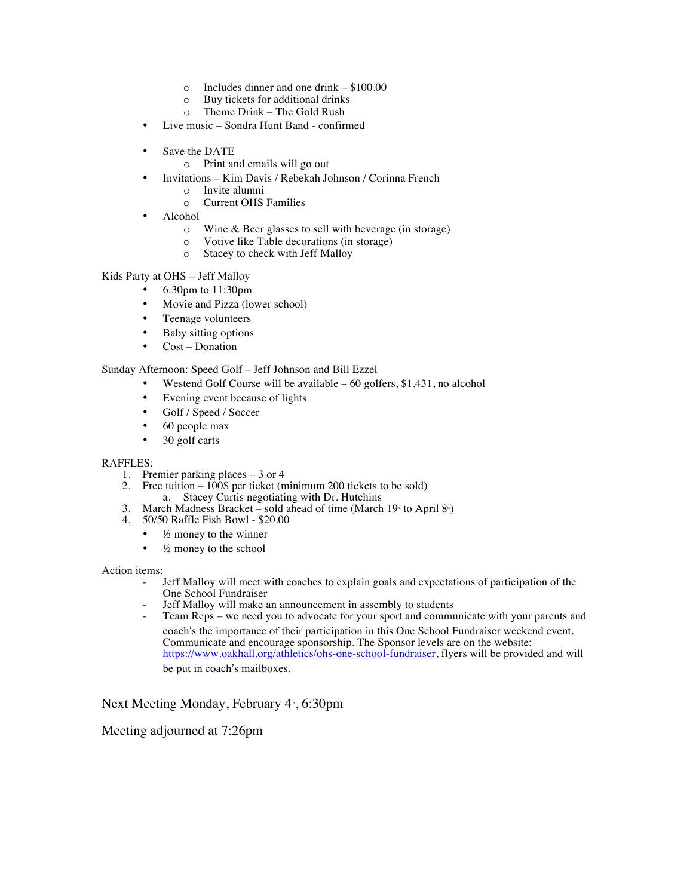- Includes dinner and one drink – $100.00
    - Buy tickets for additional drinks
    - Theme Drink – The Gold Rush
- Live music – Sondra Hunt Band - confirmed

- Save the DATE
    - Print and emails will go out
- Invitations – Kim Davis / Rebekah Johnson / Corinna French
    - Invite alumni
    - Current OHS Families
- Alcohol
    - Wine & Beer glasses to sell with beverage (in storage)
    - Votive like Table decorations (in storage)
    - Stacey to check with Jeff Malloy

Kids Party at OHS – Jeff Malloy

- 6:30pm to 11:30pm
- Movie and Pizza (lower school)
- Teenage volunteers
- Baby sitting options
- Cost – Donation

Sunday Afternoon: Speed Golf – Jeff Johnson and Bill Ezzel

- Westend Golf Course will be available – 60 golfers, $1,431, no alcohol
- Evening event because of lights
- Golf / Speed / Soccer
- 60 people max
- 30 golf carts

RAFFLES:

1. Premier parking places – 3 or 4
2. Free tuition – 100$ per ticket (minimum 200 tickets to be sold)
    a. Stacey Curtis negotiating with Dr. Hutchins
3. March Madness Bracket – sold ahead of time (March 19th to April 8th)
4. 50/50 Raffle Fish Bowl - $20.00
    - ½ money to the winner
    - ½ money to the school

Action items:

- Jeff Malloy will meet with coaches to explain goals and expectations of participation of the One School Fundraiser
- Jeff Malloy will make an announcement in assembly to students
- Team Reps – we need you to advocate for your sport and communicate with your parents and coach's the importance of their participation in this One School Fundraiser weekend event. Communicate and encourage sponsorship. The Sponsor levels are on the website: https://www.oakhall.org/athletics/ohs-one-school-fundraiser, flyers will be provided and will be put in coach's mailboxes.

Next Meeting Monday, February 4th, 6:30pm

Meeting adjourned at 7:26pm